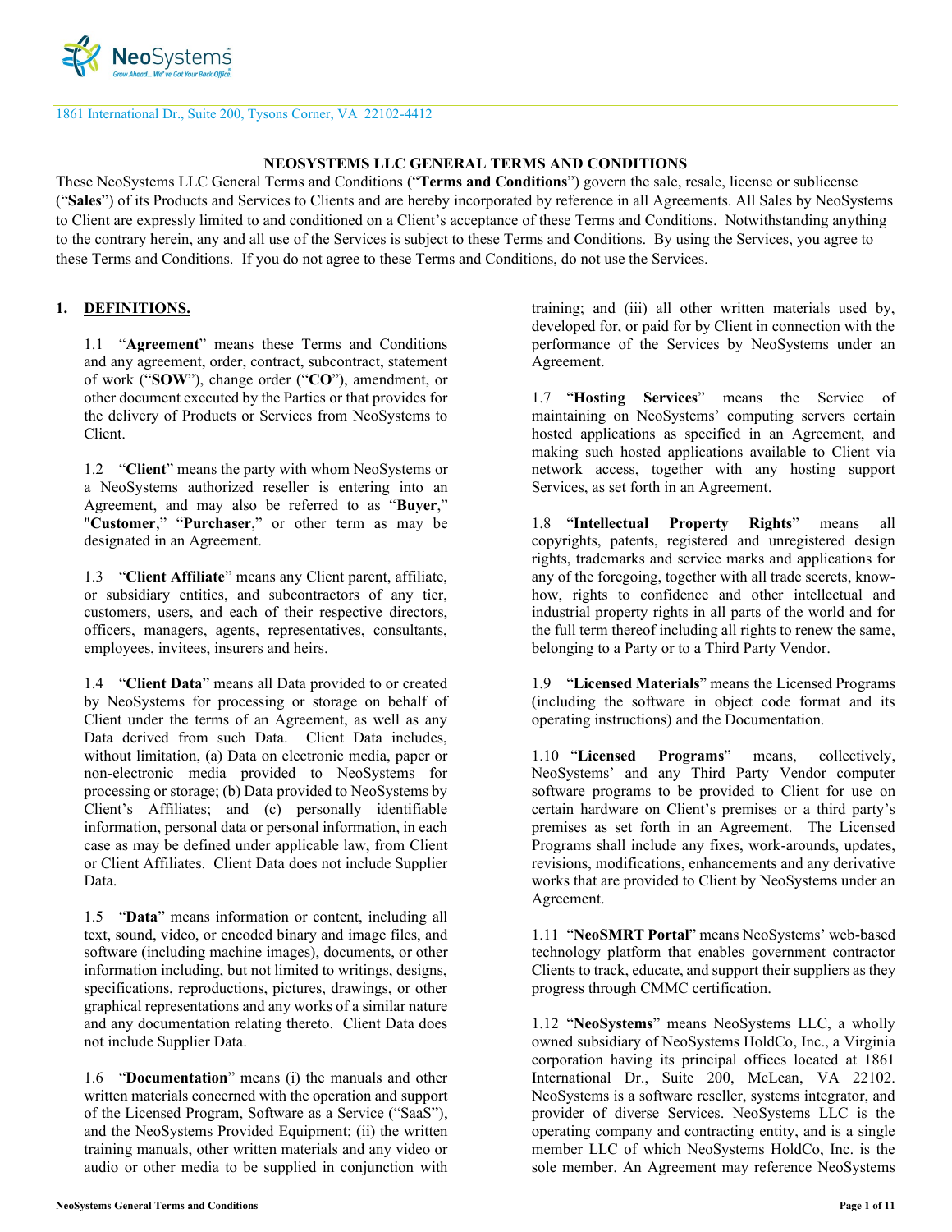1861 International Dr., Suite 200, Tysons Corner, VA 22102-4412

# NEOSYSTEMS LLC GENERAL TERMS AND CONDITIONS

These NeoSystems LLC General Terms and Conditions ("**Terms and Conditions**") govern the sale, resale, license or sublicense ("**Sales**") of its Products and Services to Clients and are hereby incorporated by reference in all Agreements. All Sales by NeoSystems to Client are expressly limited to and conditioned on a Client's acceptance of these Terms and Conditions. Notwithstanding anything to the contrary herein, any and all use of the Services is subject to these Terms and Conditions. By using the Services, you agree to these Terms and Conditions. If you do not agree to these Terms and Conditions, do not use the Services.

## 1. DEFINITIONS.

1.1 "**Agreement**" means these Terms and Conditions and any agreement, order, contract, subcontract, statement of work ("**SOW**"), change order ("**CO**"), amendment, or other document executed by the Parties or that provides for the delivery of Products or Services from NeoSystems to Client.

1.2 "**Client**" means the party with whom NeoSystems or a NeoSystems authorized reseller is entering into an Agreement, and may also be referred to as "**Buyer**," "**Customer**," "**Purchaser**," or other term as may be designated in an Agreement.

1.3 "**Client Affiliate**" means any Client parent, affiliate, or subsidiary entities, and subcontractors of any tier, customers, users, and each of their respective directors, officers, managers, agents, representatives, consultants, employees, invitees, insurers and heirs.

1.4 "**Client Data**" means all Data provided to or created by NeoSystems for processing or storage on behalf of Client under the terms of an Agreement, as well as any Data derived from such Data. Client Data includes, without limitation, (a) Data on electronic media, paper or non-electronic media provided to NeoSystems for processing or storage; (b) Data provided to NeoSystems by Client's Affiliates; and (c) personally identifiable information, personal data or personal information, in each case as may be defined under applicable law, from Client or Client Affiliates. Client Data does not include Supplier Data.

1.5 "**Data**" means information or content, including all text, sound, video, or encoded binary and image files, and software (including machine images), documents, or other information including, but not limited to writings, designs, specifications, reproductions, pictures, drawings, or other graphical representations and any works of a similar nature and any documentation relating thereto. Client Data does not include Supplier Data.

1.6 "**Documentation**" means (i) the manuals and other written materials concerned with the operation and support of the Licensed Program, Software as a Service ("SaaS"), and the NeoSystems Provided Equipment; (ii) the written training manuals, other written materials and any video or audio or other media to be supplied in conjunction with training; and (iii) all other written materials used by, developed for, or paid for by Client in connection with the performance of the Services by NeoSystems under an Agreement.

1.7 "**Hosting Services**" means the Service of maintaining on NeoSystems' computing servers certain hosted applications as specified in an Agreement, and making such hosted applications available to Client via network access, together with any hosting support Services, as set forth in an Agreement.

1.8 "**Intellectual Property Rights**" means all copyrights, patents, registered and unregistered design rights, trademarks and service marks and applications for any of the foregoing, together with all trade secrets, know-how, rights to confidence and other intellectual and industrial property rights in all parts of the world and for the full term thereof including all rights to renew the same, belonging to a Party or to a Third Party Vendor.

1.9 "**Licensed Materials**" means the Licensed Programs (including the software in object code format and its operating instructions) and the Documentation.

1.10 "**Licensed Programs**" means, collectively, NeoSystems' and any Third Party Vendor computer software programs to be provided to Client for use on certain hardware on Client's premises or a third party's premises as set forth in an Agreement. The Licensed Programs shall include any fixes, work-arounds, updates, revisions, modifications, enhancements and any derivative works that are provided to Client by NeoSystems under an Agreement.

1.11 "**NeoSMRT Portal**" means NeoSystems' web-based technology platform that enables government contractor Clients to track, educate, and support their suppliers as they progress through CMMC certification.

1.12 "**NeoSystems**" means NeoSystems LLC, a wholly owned subsidiary of NeoSystems HoldCo, Inc., a Virginia corporation having its principal offices located at 1861 International Dr., Suite 200, McLean, VA 22102. NeoSystems is a software reseller, systems integrator, and provider of diverse Services. NeoSystems LLC is the operating company and contracting entity, and is a single member LLC of which NeoSystems HoldCo, Inc. is the sole member. An Agreement may reference NeoSystems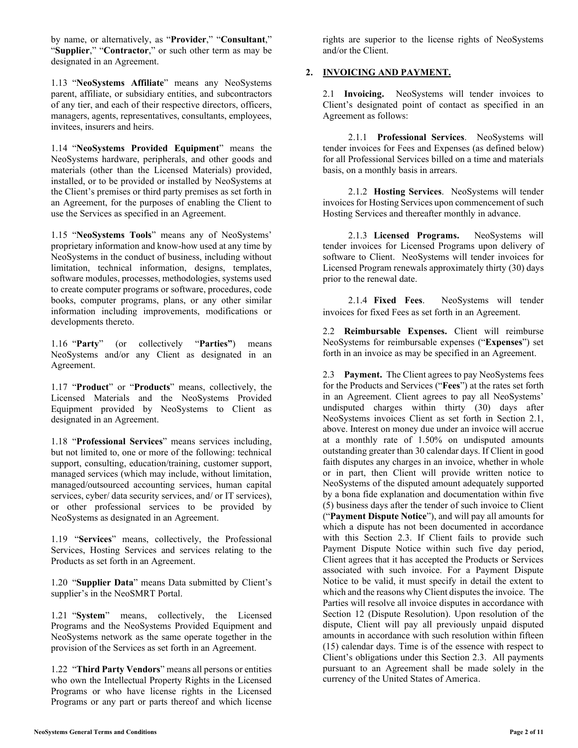by name, or alternatively, as "**Provider**," "**Consultant**," "**Supplier**," "**Contractor**," or such other term as may be designated in an Agreement.

1.13 "**NeoSystems Affiliate**" means any NeoSystems parent, affiliate, or subsidiary entities, and subcontractors of any tier, and each of their respective directors, officers, managers, agents, representatives, consultants, employees, invitees, insurers and heirs.

1.14 "**NeoSystems Provided Equipment**" means the NeoSystems hardware, peripherals, and other goods and materials (other than the Licensed Materials) provided, installed, or to be provided or installed by NeoSystems at the Client's premises or third party premises as set forth in an Agreement, for the purposes of enabling the Client to use the Services as specified in an Agreement.

1.15 "**NeoSystems Tools**" means any of NeoSystems' proprietary information and know-how used at any time by NeoSystems in the conduct of business, including without limitation, technical information, designs, templates, software modules, processes, methodologies, systems used to create computer programs or software, procedures, code books, computer programs, plans, or any other similar information including improvements, modifications or developments thereto.

1.16 "**Party**" (or collectively "**Parties**") means NeoSystems and/or any Client as designated in an Agreement.

1.17 "**Product**" or "**Products**" means, collectively, the Licensed Materials and the NeoSystems Provided Equipment provided by NeoSystems to Client as designated in an Agreement.

1.18 "**Professional Services**" means services including, but not limited to, one or more of the following: technical support, consulting, education/training, customer support, managed services (which may include, without limitation, managed/outsourced accounting services, human capital services, cyber/ data security services, and/ or IT services), or other professional services to be provided by NeoSystems as designated in an Agreement.

1.19 "**Services**" means, collectively, the Professional Services, Hosting Services and services relating to the Products as set forth in an Agreement.

1.20 "**Supplier Data**" means Data submitted by Client's supplier's in the NeoSMRT Portal.

1.21 "**System**" means, collectively, the Licensed Programs and the NeoSystems Provided Equipment and NeoSystems network as the same operate together in the provision of the Services as set forth in an Agreement.

1.22 "**Third Party Vendors**" means all persons or entities who own the Intellectual Property Rights in the Licensed Programs or who have license rights in the Licensed Programs or any part or parts thereof and which license rights are superior to the license rights of NeoSystems and/or the Client.

## 2. INVOICING AND PAYMENT.

2.1 **Invoicing.** NeoSystems will tender invoices to Client's designated point of contact as specified in an Agreement as follows:

2.1.1 **Professional Services**. NeoSystems will tender invoices for Fees and Expenses (as defined below) for all Professional Services billed on a time and materials basis, on a monthly basis in arrears.

2.1.2 **Hosting Services**. NeoSystems will tender invoices for Hosting Services upon commencement of such Hosting Services and thereafter monthly in advance.

2.1.3 **Licensed Programs.** NeoSystems will tender invoices for Licensed Programs upon delivery of software to Client. NeoSystems will tender invoices for Licensed Program renewals approximately thirty (30) days prior to the renewal date.

2.1.4 **Fixed Fees**. NeoSystems will tender invoices for fixed Fees as set forth in an Agreement.

2.2 **Reimbursable Expenses.** Client will reimburse NeoSystems for reimbursable expenses ("**Expenses**") set forth in an invoice as may be specified in an Agreement.

2.3 **Payment.** The Client agrees to pay NeoSystems fees for the Products and Services ("**Fees**") at the rates set forth in an Agreement. Client agrees to pay all NeoSystems' undisputed charges within thirty (30) days after NeoSystems invoices Client as set forth in Section 2.1, above. Interest on money due under an invoice will accrue at a monthly rate of 1.50% on undisputed amounts outstanding greater than 30 calendar days. If Client in good faith disputes any charges in an invoice, whether in whole or in part, then Client will provide written notice to NeoSystems of the disputed amount adequately supported by a bona fide explanation and documentation within five (5) business days after the tender of such invoice to Client ("**Payment Dispute Notice**"), and will pay all amounts for which a dispute has not been documented in accordance with this Section 2.3. If Client fails to provide such Payment Dispute Notice within such five day period, Client agrees that it has accepted the Products or Services associated with such invoice. For a Payment Dispute Notice to be valid, it must specify in detail the extent to which and the reasons why Client disputes the invoice. The Parties will resolve all invoice disputes in accordance with Section 12 (Dispute Resolution). Upon resolution of the dispute, Client will pay all previously unpaid disputed amounts in accordance with such resolution within fifteen (15) calendar days. Time is of the essence with respect to Client's obligations under this Section 2.3. All payments pursuant to an Agreement shall be made solely in the currency of the United States of America.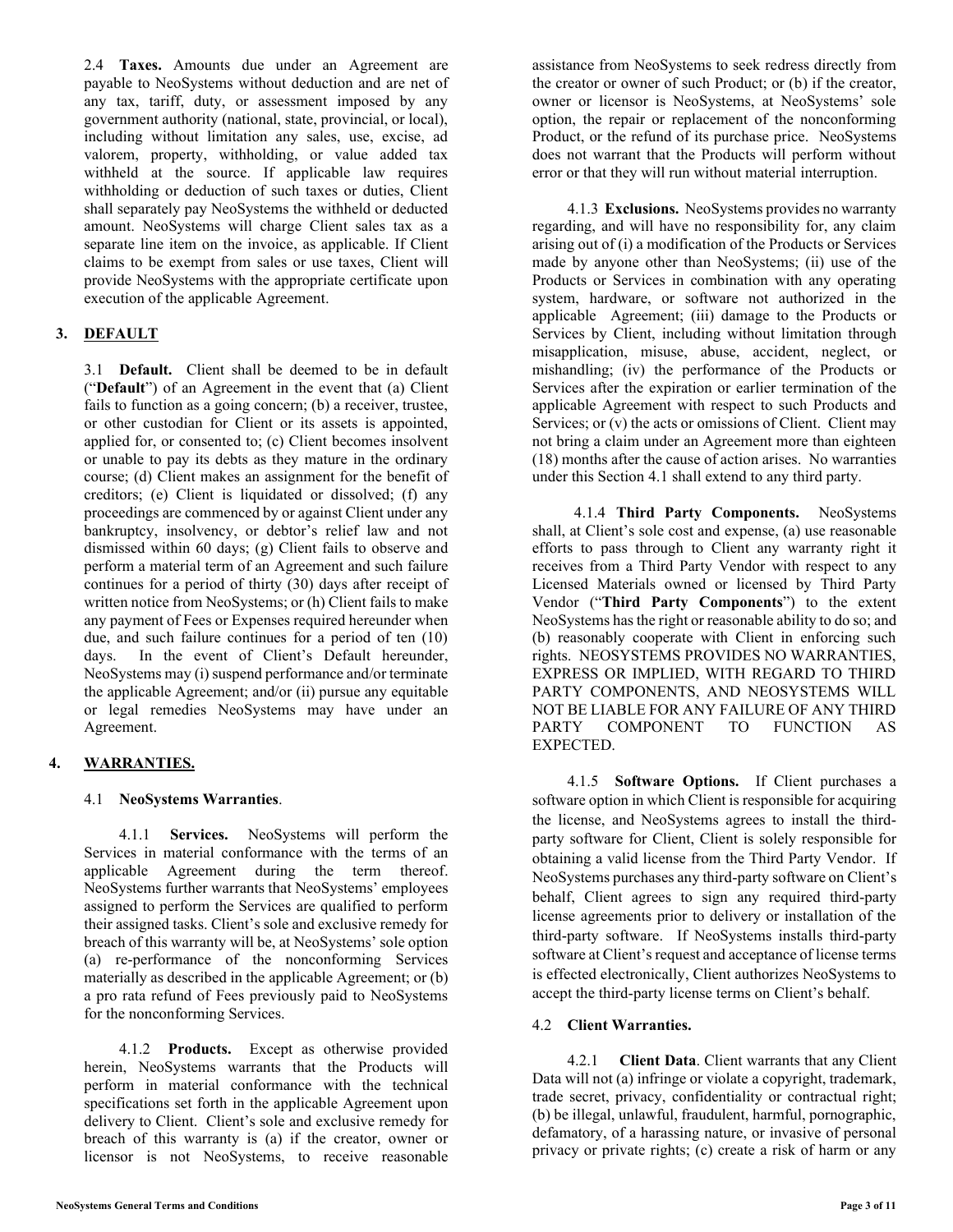2.4 **Taxes.** Amounts due under an Agreement are payable to NeoSystems without deduction and are net of any tax, tariff, duty, or assessment imposed by any government authority (national, state, provincial, or local), including without limitation any sales, use, excise, ad valorem, property, withholding, or value added tax withheld at the source. If applicable law requires withholding or deduction of such taxes or duties, Client shall separately pay NeoSystems the withheld or deducted amount. NeoSystems will charge Client sales tax as a separate line item on the invoice, as applicable. If Client claims to be exempt from sales or use taxes, Client will provide NeoSystems with the appropriate certificate upon execution of the applicable Agreement.

## 3. DEFAULT

3.1 **Default.** Client shall be deemed to be in default ("**Default**") of an Agreement in the event that (a) Client fails to function as a going concern; (b) a receiver, trustee, or other custodian for Client or its assets is appointed, applied for, or consented to; (c) Client becomes insolvent or unable to pay its debts as they mature in the ordinary course; (d) Client makes an assignment for the benefit of creditors; (e) Client is liquidated or dissolved; (f) any proceedings are commenced by or against Client under any bankruptcy, insolvency, or debtor's relief law and not dismissed within 60 days; (g) Client fails to observe and perform a material term of an Agreement and such failure continues for a period of thirty (30) days after receipt of written notice from NeoSystems; or (h) Client fails to make any payment of Fees or Expenses required hereunder when due, and such failure continues for a period of ten (10) days. In the event of Client's Default hereunder, NeoSystems may (i) suspend performance and/or terminate the applicable Agreement; and/or (ii) pursue any equitable or legal remedies NeoSystems may have under an Agreement.

## 4. WARRANTIES.

### 4.1 NeoSystems Warranties.

4.1.1 **Services.** NeoSystems will perform the Services in material conformance with the terms of an applicable Agreement during the term thereof. NeoSystems further warrants that NeoSystems' employees assigned to perform the Services are qualified to perform their assigned tasks. Client's sole and exclusive remedy for breach of this warranty will be, at NeoSystems' sole option (a) re-performance of the nonconforming Services materially as described in the applicable Agreement; or (b) a pro rata refund of Fees previously paid to NeoSystems for the nonconforming Services.

4.1.2 **Products.** Except as otherwise provided herein, NeoSystems warrants that the Products will perform in material conformance with the technical specifications set forth in the applicable Agreement upon delivery to Client. Client's sole and exclusive remedy for breach of this warranty is (a) if the creator, owner or licensor is not NeoSystems, to receive reasonable assistance from NeoSystems to seek redress directly from the creator or owner of such Product; or (b) if the creator, owner or licensor is NeoSystems, at NeoSystems' sole option, the repair or replacement of the nonconforming Product, or the refund of its purchase price. NeoSystems does not warrant that the Products will perform without error or that they will run without material interruption.

4.1.3 **Exclusions.** NeoSystems provides no warranty regarding, and will have no responsibility for, any claim arising out of (i) a modification of the Products or Services made by anyone other than NeoSystems; (ii) use of the Products or Services in combination with any operating system, hardware, or software not authorized in the applicable Agreement; (iii) damage to the Products or Services by Client, including without limitation through misapplication, misuse, abuse, accident, neglect, or mishandling; (iv) the performance of the Products or Services after the expiration or earlier termination of the applicable Agreement with respect to such Products and Services; or (v) the acts or omissions of Client. Client may not bring a claim under an Agreement more than eighteen (18) months after the cause of action arises. No warranties under this Section 4.1 shall extend to any third party.

4.1.4 **Third Party Components.** NeoSystems shall, at Client's sole cost and expense, (a) use reasonable efforts to pass through to Client any warranty right it receives from a Third Party Vendor with respect to any Licensed Materials owned or licensed by Third Party Vendor ("**Third Party Components**") to the extent NeoSystems has the right or reasonable ability to do so; and (b) reasonably cooperate with Client in enforcing such rights. NEOSYSTEMS PROVIDES NO WARRANTIES, EXPRESS OR IMPLIED, WITH REGARD TO THIRD PARTY COMPONENTS, AND NEOSYSTEMS WILL NOT BE LIABLE FOR ANY FAILURE OF ANY THIRD PARTY COMPONENT TO FUNCTION AS EXPECTED.

4.1.5 **Software Options.** If Client purchases a software option in which Client is responsible for acquiring the license, and NeoSystems agrees to install the third-party software for Client, Client is solely responsible for obtaining a valid license from the Third Party Vendor. If NeoSystems purchases any third-party software on Client's behalf, Client agrees to sign any required third-party license agreements prior to delivery or installation of the third-party software. If NeoSystems installs third-party software at Client's request and acceptance of license terms is effected electronically, Client authorizes NeoSystems to accept the third-party license terms on Client's behalf.

### 4.2 Client Warranties.

4.2.1 **Client Data**. Client warrants that any Client Data will not (a) infringe or violate a copyright, trademark, trade secret, privacy, confidentiality or contractual right; (b) be illegal, unlawful, fraudulent, harmful, pornographic, defamatory, of a harassing nature, or invasive of personal privacy or private rights; (c) create a risk of harm or any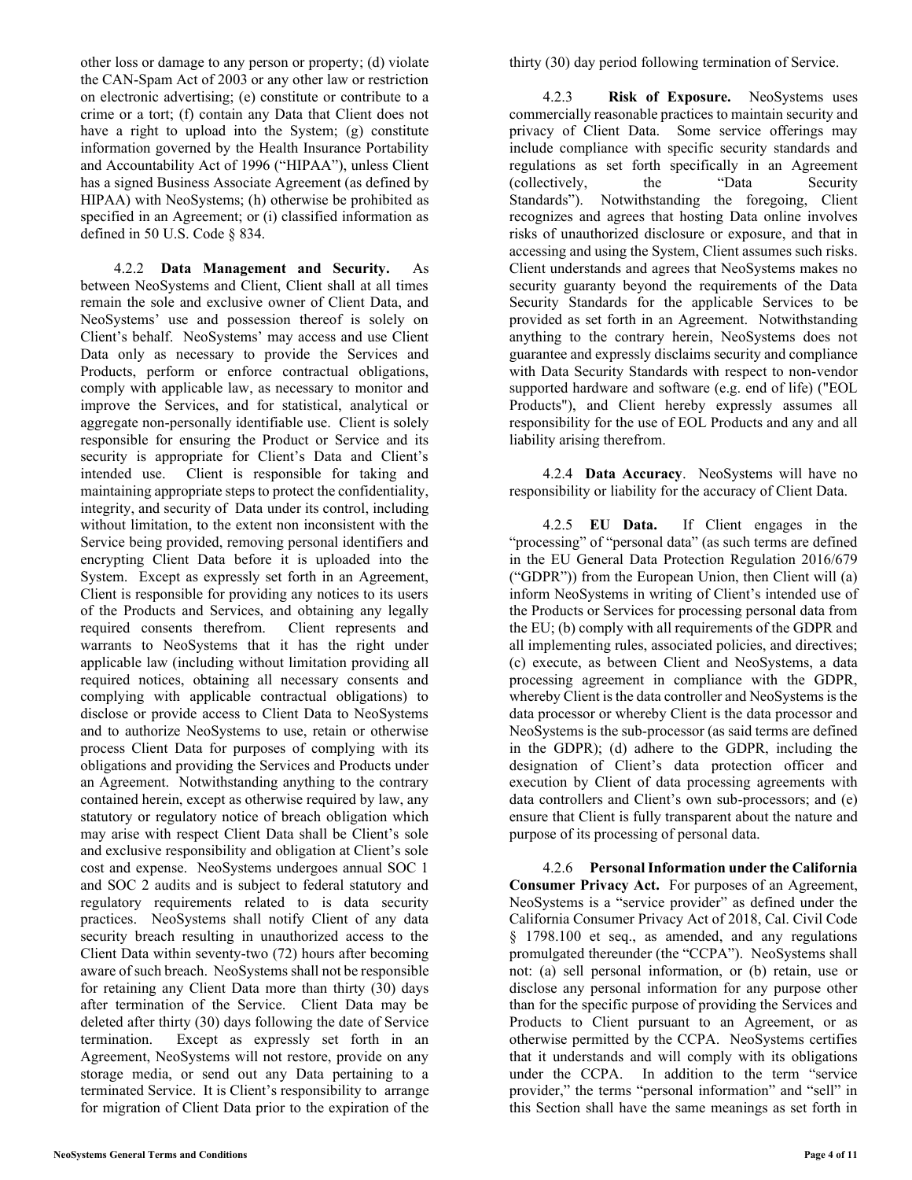other loss or damage to any person or property; (d) violate the CAN-Spam Act of 2003 or any other law or restriction on electronic advertising; (e) constitute or contribute to a crime or a tort; (f) contain any Data that Client does not have a right to upload into the System; (g) constitute information governed by the Health Insurance Portability and Accountability Act of 1996 ("HIPAA"), unless Client has a signed Business Associate Agreement (as defined by HIPAA) with NeoSystems; (h) otherwise be prohibited as specified in an Agreement; or (i) classified information as defined in 50 U.S. Code § 834.

4.2.2 **Data Management and Security.** As between NeoSystems and Client, Client shall at all times remain the sole and exclusive owner of Client Data, and NeoSystems' use and possession thereof is solely on Client's behalf. NeoSystems' may access and use Client Data only as necessary to provide the Services and Products, perform or enforce contractual obligations, comply with applicable law, as necessary to monitor and improve the Services, and for statistical, analytical or aggregate non-personally identifiable use. Client is solely responsible for ensuring the Product or Service and its security is appropriate for Client's Data and Client's intended use. Client is responsible for taking and maintaining appropriate steps to protect the confidentiality, integrity, and security of Data under its control, including without limitation, to the extent non inconsistent with the Service being provided, removing personal identifiers and encrypting Client Data before it is uploaded into the System. Except as expressly set forth in an Agreement, Client is responsible for providing any notices to its users of the Products and Services, and obtaining any legally required consents therefrom. Client represents and warrants to NeoSystems that it has the right under applicable law (including without limitation providing all required notices, obtaining all necessary consents and complying with applicable contractual obligations) to disclose or provide access to Client Data to NeoSystems and to authorize NeoSystems to use, retain or otherwise process Client Data for purposes of complying with its obligations and providing the Services and Products under an Agreement. Notwithstanding anything to the contrary contained herein, except as otherwise required by law, any statutory or regulatory notice of breach obligation which may arise with respect Client Data shall be Client's sole and exclusive responsibility and obligation at Client's sole cost and expense. NeoSystems undergoes annual SOC 1 and SOC 2 audits and is subject to federal statutory and regulatory requirements related to is data security practices. NeoSystems shall notify Client of any data security breach resulting in unauthorized access to the Client Data within seventy-two (72) hours after becoming aware of such breach. NeoSystems shall not be responsible for retaining any Client Data more than thirty (30) days after termination of the Service. Client Data may be deleted after thirty (30) days following the date of Service termination. Except as expressly set forth in an Agreement, NeoSystems will not restore, provide on any storage media, or send out any Data pertaining to a terminated Service. It is Client's responsibility to arrange for migration of Client Data prior to the expiration of the thirty (30) day period following termination of Service.

4.2.3 **Risk of Exposure.** NeoSystems uses commercially reasonable practices to maintain security and privacy of Client Data. Some service offerings may include compliance with specific security standards and regulations as set forth specifically in an Agreement (collectively, the "Data Security Standards"). Notwithstanding the foregoing, Client recognizes and agrees that hosting Data online involves risks of unauthorized disclosure or exposure, and that in accessing and using the System, Client assumes such risks. Client understands and agrees that NeoSystems makes no security guaranty beyond the requirements of the Data Security Standards for the applicable Services to be provided as set forth in an Agreement. Notwithstanding anything to the contrary herein, NeoSystems does not guarantee and expressly disclaims security and compliance with Data Security Standards with respect to non-vendor supported hardware and software (e.g. end of life) ("EOL Products"), and Client hereby expressly assumes all responsibility for the use of EOL Products and any and all liability arising therefrom.

4.2.4 **Data Accuracy**. NeoSystems will have no responsibility or liability for the accuracy of Client Data.

4.2.5 **EU Data.** If Client engages in the "processing" of "personal data" (as such terms are defined in the EU General Data Protection Regulation 2016/679 ("GDPR")) from the European Union, then Client will (a) inform NeoSystems in writing of Client's intended use of the Products or Services for processing personal data from the EU; (b) comply with all requirements of the GDPR and all implementing rules, associated policies, and directives; (c) execute, as between Client and NeoSystems, a data processing agreement in compliance with the GDPR, whereby Client is the data controller and NeoSystems is the data processor or whereby Client is the data processor and NeoSystems is the sub-processor (as said terms are defined in the GDPR); (d) adhere to the GDPR, including the designation of Client's data protection officer and execution by Client of data processing agreements with data controllers and Client's own sub-processors; and (e) ensure that Client is fully transparent about the nature and purpose of its processing of personal data.

4.2.6 **Personal Information under the California Consumer Privacy Act.** For purposes of an Agreement, NeoSystems is a "service provider" as defined under the California Consumer Privacy Act of 2018, Cal. Civil Code § 1798.100 et seq., as amended, and any regulations promulgated thereunder (the "CCPA"). NeoSystems shall not: (a) sell personal information, or (b) retain, use or disclose any personal information for any purpose other than for the specific purpose of providing the Services and Products to Client pursuant to an Agreement, or as otherwise permitted by the CCPA. NeoSystems certifies that it understands and will comply with its obligations under the CCPA. In addition to the term "service provider," the terms "personal information" and "sell" in this Section shall have the same meanings as set forth in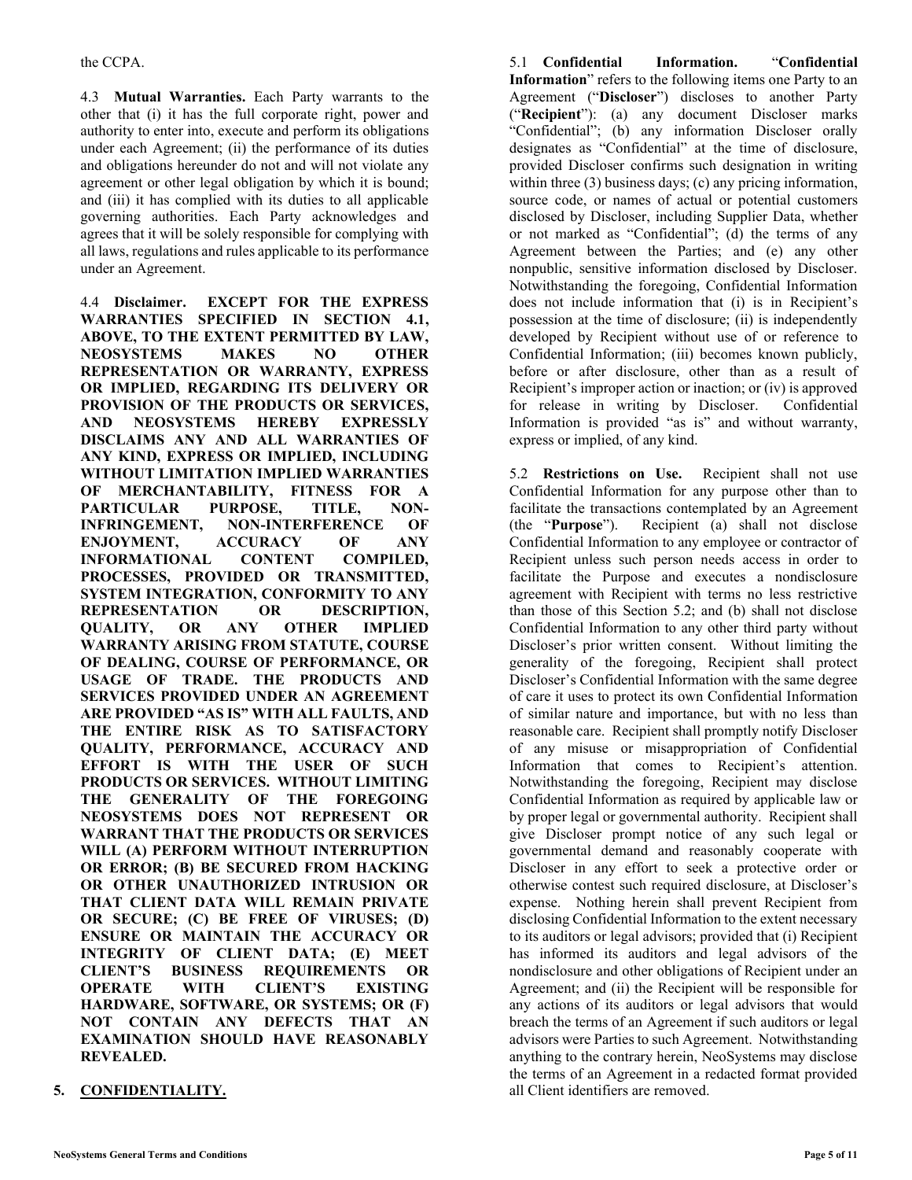the CCPA.

4.3 **Mutual Warranties.** Each Party warrants to the other that (i) it has the full corporate right, power and authority to enter into, execute and perform its obligations under each Agreement; (ii) the performance of its duties and obligations hereunder do not and will not violate any agreement or other legal obligation by which it is bound; and (iii) it has complied with its duties to all applicable governing authorities. Each Party acknowledges and agrees that it will be solely responsible for complying with all laws, regulations and rules applicable to its performance under an Agreement.

4.4 **Disclaimer. EXCEPT FOR THE EXPRESS WARRANTIES SPECIFIED IN SECTION 4.1, ABOVE, TO THE EXTENT PERMITTED BY LAW, NEOSYSTEMS MAKES NO OTHER REPRESENTATION OR WARRANTY, EXPRESS OR IMPLIED, REGARDING ITS DELIVERY OR PROVISION OF THE PRODUCTS OR SERVICES, AND NEOSYSTEMS HEREBY EXPRESSLY DISCLAIMS ANY AND ALL WARRANTIES OF ANY KIND, EXPRESS OR IMPLIED, INCLUDING WITHOUT LIMITATION IMPLIED WARRANTIES OF MERCHANTABILITY, FITNESS FOR A PARTICULAR PURPOSE, TITLE, NON-INFRINGEMENT, NON-INTERFERENCE OF ENJOYMENT, ACCURACY OF ANY INFORMATIONAL CONTENT COMPILED, PROCESSES, PROVIDED OR TRANSMITTED, SYSTEM INTEGRATION, CONFORMITY TO ANY REPRESENTATION OR DESCRIPTION, QUALITY, OR ANY OTHER IMPLIED WARRANTY ARISING FROM STATUTE, COURSE OF DEALING, COURSE OF PERFORMANCE, OR USAGE OF TRADE. THE PRODUCTS AND SERVICES PROVIDED UNDER AN AGREEMENT ARE PROVIDED "AS IS" WITH ALL FAULTS, AND THE ENTIRE RISK AS TO SATISFACTORY QUALITY, PERFORMANCE, ACCURACY AND EFFORT IS WITH THE USER OF SUCH PRODUCTS OR SERVICES. WITHOUT LIMITING THE GENERALITY OF THE FOREGOING NEOSYSTEMS DOES NOT REPRESENT OR WARRANT THAT THE PRODUCTS OR SERVICES WILL (A) PERFORM WITHOUT INTERRUPTION OR ERROR; (B) BE SECURED FROM HACKING OR OTHER UNAUTHORIZED INTRUSION OR THAT CLIENT DATA WILL REMAIN PRIVATE OR SECURE; (C) BE FREE OF VIRUSES; (D) ENSURE OR MAINTAIN THE ACCURACY OR INTEGRITY OF CLIENT DATA; (E) MEET CLIENT'S BUSINESS REQUIREMENTS OR OPERATE WITH CLIENT'S EXISTING HARDWARE, SOFTWARE, OR SYSTEMS; OR (F) NOT CONTAIN ANY DEFECTS THAT AN EXAMINATION SHOULD HAVE REASONABLY REVEALED.**

## 5. CONFIDENTIALITY.

5.1 **Confidential Information.** "**Confidential Information**" refers to the following items one Party to an Agreement ("**Discloser**") discloses to another Party ("**Recipient**"): (a) any document Discloser marks "Confidential"; (b) any information Discloser orally designates as "Confidential" at the time of disclosure, provided Discloser confirms such designation in writing within three (3) business days; (c) any pricing information, source code, or names of actual or potential customers disclosed by Discloser, including Supplier Data, whether or not marked as "Confidential"; (d) the terms of any Agreement between the Parties; and (e) any other nonpublic, sensitive information disclosed by Discloser. Notwithstanding the foregoing, Confidential Information does not include information that (i) is in Recipient's possession at the time of disclosure; (ii) is independently developed by Recipient without use of or reference to Confidential Information; (iii) becomes known publicly, before or after disclosure, other than as a result of Recipient's improper action or inaction; or (iv) is approved for release in writing by Discloser. Confidential Information is provided "as is" and without warranty, express or implied, of any kind.

5.2 **Restrictions on Use.** Recipient shall not use Confidential Information for any purpose other than to facilitate the transactions contemplated by an Agreement (the "**Purpose**"). Recipient (a) shall not disclose Confidential Information to any employee or contractor of Recipient unless such person needs access in order to facilitate the Purpose and executes a nondisclosure agreement with Recipient with terms no less restrictive than those of this Section 5.2; and (b) shall not disclose Confidential Information to any other third party without Discloser's prior written consent. Without limiting the generality of the foregoing, Recipient shall protect Discloser's Confidential Information with the same degree of care it uses to protect its own Confidential Information of similar nature and importance, but with no less than reasonable care. Recipient shall promptly notify Discloser of any misuse or misappropriation of Confidential Information that comes to Recipient's attention. Notwithstanding the foregoing, Recipient may disclose Confidential Information as required by applicable law or by proper legal or governmental authority. Recipient shall give Discloser prompt notice of any such legal or governmental demand and reasonably cooperate with Discloser in any effort to seek a protective order or otherwise contest such required disclosure, at Discloser's expense. Nothing herein shall prevent Recipient from disclosing Confidential Information to the extent necessary to its auditors or legal advisors; provided that (i) Recipient has informed its auditors and legal advisors of the nondisclosure and other obligations of Recipient under an Agreement; and (ii) the Recipient will be responsible for any actions of its auditors or legal advisors that would breach the terms of an Agreement if such auditors or legal advisors were Parties to such Agreement. Notwithstanding anything to the contrary herein, NeoSystems may disclose the terms of an Agreement in a redacted format provided all Client identifiers are removed.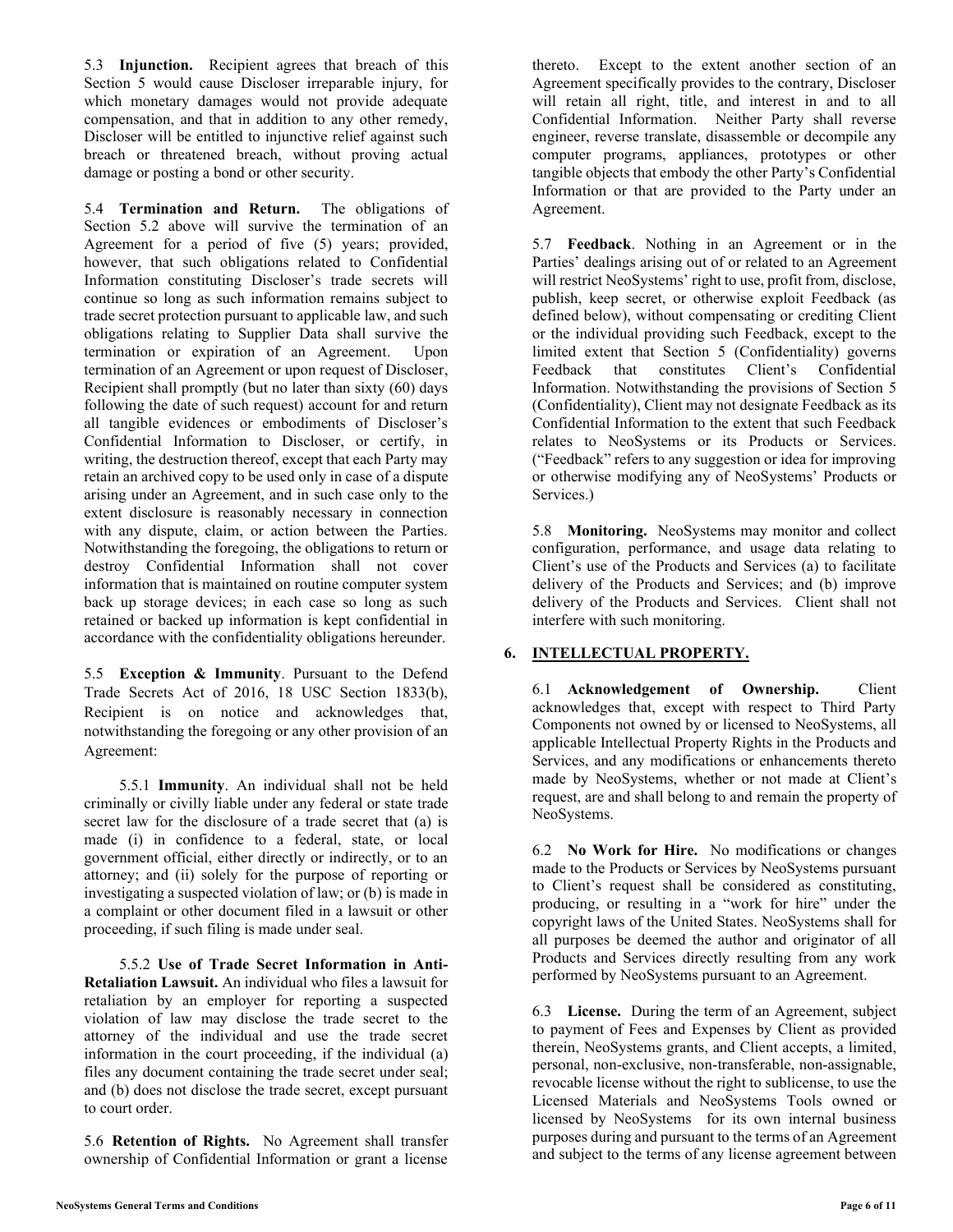5.3 **Injunction.** Recipient agrees that breach of this Section 5 would cause Discloser irreparable injury, for which monetary damages would not provide adequate compensation, and that in addition to any other remedy, Discloser will be entitled to injunctive relief against such breach or threatened breach, without proving actual damage or posting a bond or other security.

5.4 **Termination and Return.** The obligations of Section 5.2 above will survive the termination of an Agreement for a period of five (5) years; provided, however, that such obligations related to Confidential Information constituting Discloser's trade secrets will continue so long as such information remains subject to trade secret protection pursuant to applicable law, and such obligations relating to Supplier Data shall survive the termination or expiration of an Agreement. Upon termination of an Agreement or upon request of Discloser, Recipient shall promptly (but no later than sixty (60) days following the date of such request) account for and return all tangible evidences or embodiments of Discloser's Confidential Information to Discloser, or certify, in writing, the destruction thereof, except that each Party may retain an archived copy to be used only in case of a dispute arising under an Agreement, and in such case only to the extent disclosure is reasonably necessary in connection with any dispute, claim, or action between the Parties. Notwithstanding the foregoing, the obligations to return or destroy Confidential Information shall not cover information that is maintained on routine computer system back up storage devices; in each case so long as such retained or backed up information is kept confidential in accordance with the confidentiality obligations hereunder.

5.5 **Exception & Immunity**. Pursuant to the Defend Trade Secrets Act of 2016, 18 USC Section 1833(b), Recipient is on notice and acknowledges that, notwithstanding the foregoing or any other provision of an Agreement:

5.5.1 **Immunity**. An individual shall not be held criminally or civilly liable under any federal or state trade secret law for the disclosure of a trade secret that (a) is made (i) in confidence to a federal, state, or local government official, either directly or indirectly, or to an attorney; and (ii) solely for the purpose of reporting or investigating a suspected violation of law; or (b) is made in a complaint or other document filed in a lawsuit or other proceeding, if such filing is made under seal.

5.5.2 **Use of Trade Secret Information in Anti-Retaliation Lawsuit.** An individual who files a lawsuit for retaliation by an employer for reporting a suspected violation of law may disclose the trade secret to the attorney of the individual and use the trade secret information in the court proceeding, if the individual (a) files any document containing the trade secret under seal; and (b) does not disclose the trade secret, except pursuant to court order.

5.6 **Retention of Rights.** No Agreement shall transfer ownership of Confidential Information or grant a license thereto. Except to the extent another section of an Agreement specifically provides to the contrary, Discloser will retain all right, title, and interest in and to all Confidential Information. Neither Party shall reverse engineer, reverse translate, disassemble or decompile any computer programs, appliances, prototypes or other tangible objects that embody the other Party's Confidential Information or that are provided to the Party under an Agreement.

5.7 **Feedback**. Nothing in an Agreement or in the Parties' dealings arising out of or related to an Agreement will restrict NeoSystems' right to use, profit from, disclose, publish, keep secret, or otherwise exploit Feedback (as defined below), without compensating or crediting Client or the individual providing such Feedback, except to the limited extent that Section 5 (Confidentiality) governs Feedback that constitutes Client's Confidential Information. Notwithstanding the provisions of Section 5 (Confidentiality), Client may not designate Feedback as its Confidential Information to the extent that such Feedback relates to NeoSystems or its Products or Services. ("Feedback" refers to any suggestion or idea for improving or otherwise modifying any of NeoSystems' Products or Services.)

5.8 **Monitoring.** NeoSystems may monitor and collect configuration, performance, and usage data relating to Client's use of the Products and Services (a) to facilitate delivery of the Products and Services; and (b) improve delivery of the Products and Services. Client shall not interfere with such monitoring.

## 6. INTELLECTUAL PROPERTY.

6.1 **Acknowledgement of Ownership.** Client acknowledges that, except with respect to Third Party Components not owned by or licensed to NeoSystems, all applicable Intellectual Property Rights in the Products and Services, and any modifications or enhancements thereto made by NeoSystems, whether or not made at Client's request, are and shall belong to and remain the property of NeoSystems.

6.2 **No Work for Hire.** No modifications or changes made to the Products or Services by NeoSystems pursuant to Client's request shall be considered as constituting, producing, or resulting in a "work for hire" under the copyright laws of the United States. NeoSystems shall for all purposes be deemed the author and originator of all Products and Services directly resulting from any work performed by NeoSystems pursuant to an Agreement.

6.3 **License.** During the term of an Agreement, subject to payment of Fees and Expenses by Client as provided therein, NeoSystems grants, and Client accepts, a limited, personal, non-exclusive, non-transferable, non-assignable, revocable license without the right to sublicense, to use the Licensed Materials and NeoSystems Tools owned or licensed by NeoSystems for its own internal business purposes during and pursuant to the terms of an Agreement and subject to the terms of any license agreement between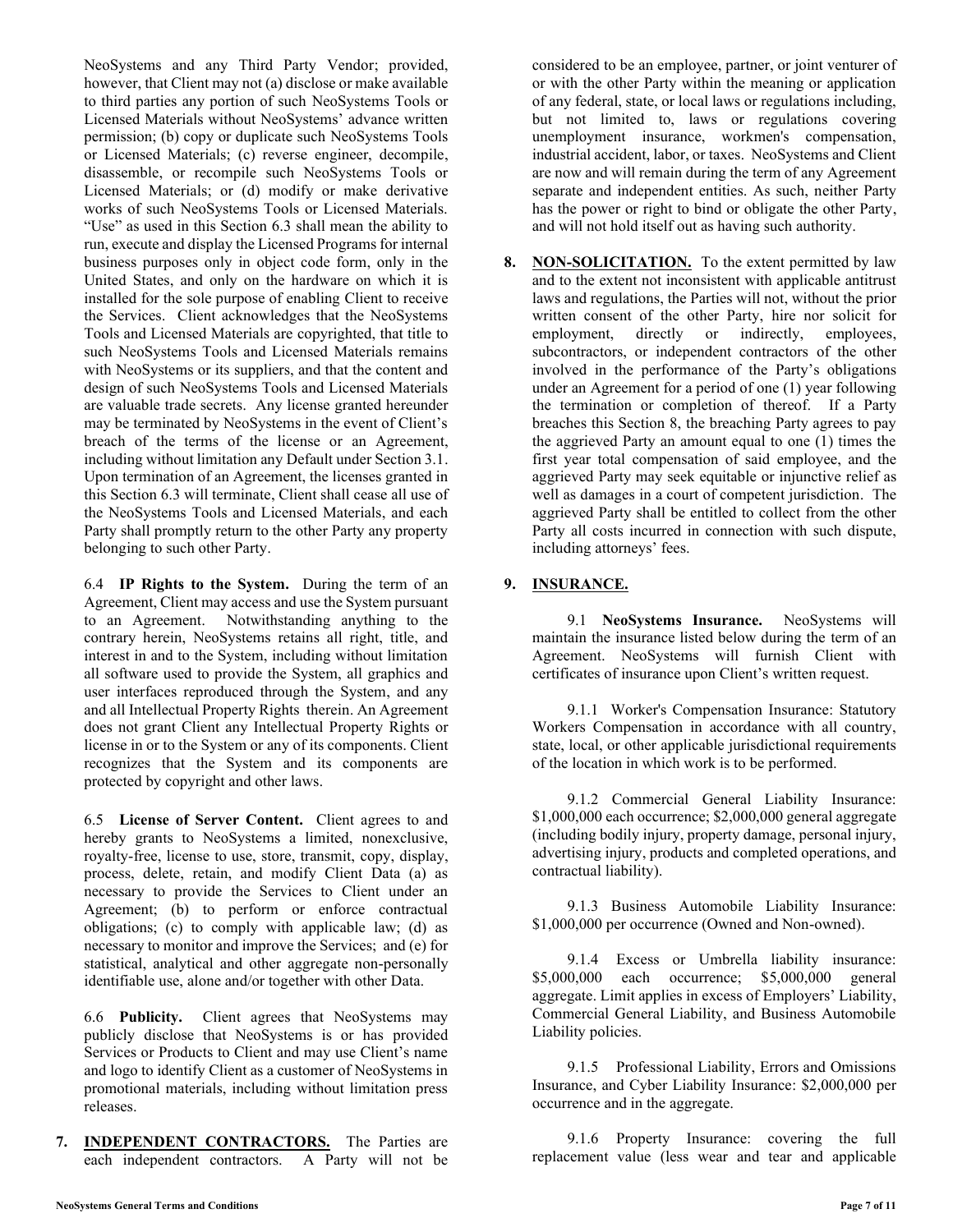NeoSystems and any Third Party Vendor; provided, however, that Client may not (a) disclose or make available to third parties any portion of such NeoSystems Tools or Licensed Materials without NeoSystems' advance written permission; (b) copy or duplicate such NeoSystems Tools or Licensed Materials; (c) reverse engineer, decompile, disassemble, or recompile such NeoSystems Tools or Licensed Materials; or (d) modify or make derivative works of such NeoSystems Tools or Licensed Materials. "Use" as used in this Section 6.3 shall mean the ability to run, execute and display the Licensed Programs for internal business purposes only in object code form, only in the United States, and only on the hardware on which it is installed for the sole purpose of enabling Client to receive the Services. Client acknowledges that the NeoSystems Tools and Licensed Materials are copyrighted, that title to such NeoSystems Tools and Licensed Materials remains with NeoSystems or its suppliers, and that the content and design of such NeoSystems Tools and Licensed Materials are valuable trade secrets. Any license granted hereunder may be terminated by NeoSystems in the event of Client's breach of the terms of the license or an Agreement, including without limitation any Default under Section 3.1. Upon termination of an Agreement, the licenses granted in this Section 6.3 will terminate, Client shall cease all use of the NeoSystems Tools and Licensed Materials, and each Party shall promptly return to the other Party any property belonging to such other Party.

6.4 **IP Rights to the System.** During the term of an Agreement, Client may access and use the System pursuant to an Agreement. Notwithstanding anything to the contrary herein, NeoSystems retains all right, title, and interest in and to the System, including without limitation all software used to provide the System, all graphics and user interfaces reproduced through the System, and any and all Intellectual Property Rights therein. An Agreement does not grant Client any Intellectual Property Rights or license in or to the System or any of its components. Client recognizes that the System and its components are protected by copyright and other laws.

6.5 **License of Server Content.** Client agrees to and hereby grants to NeoSystems a limited, nonexclusive, royalty-free, license to use, store, transmit, copy, display, process, delete, retain, and modify Client Data (a) as necessary to provide the Services to Client under an Agreement; (b) to perform or enforce contractual obligations; (c) to comply with applicable law; (d) as necessary to monitor and improve the Services; and (e) for statistical, analytical and other aggregate non-personally identifiable use, alone and/or together with other Data.

6.6 **Publicity.** Client agrees that NeoSystems may publicly disclose that NeoSystems is or has provided Services or Products to Client and may use Client's name and logo to identify Client as a customer of NeoSystems in promotional materials, including without limitation press releases.

**7. INDEPENDENT CONTRACTORS.** The Parties are each independent contractors. A Party will not be considered to be an employee, partner, or joint venturer of or with the other Party within the meaning or application of any federal, state, or local laws or regulations including, but not limited to, laws or regulations covering unemployment insurance, workmen's compensation, industrial accident, labor, or taxes. NeoSystems and Client are now and will remain during the term of any Agreement separate and independent entities. As such, neither Party has the power or right to bind or obligate the other Party, and will not hold itself out as having such authority.

**8. NON-SOLICITATION.** To the extent permitted by law and to the extent not inconsistent with applicable antitrust laws and regulations, the Parties will not, without the prior written consent of the other Party, hire nor solicit for employment, directly or indirectly, employees, subcontractors, or independent contractors of the other involved in the performance of the Party's obligations under an Agreement for a period of one (1) year following the termination or completion of thereof. If a Party breaches this Section 8, the breaching Party agrees to pay the aggrieved Party an amount equal to one (1) times the first year total compensation of said employee, and the aggrieved Party may seek equitable or injunctive relief as well as damages in a court of competent jurisdiction. The aggrieved Party shall be entitled to collect from the other Party all costs incurred in connection with such dispute, including attorneys' fees.

**9. INSURANCE.**

9.1 **NeoSystems Insurance.** NeoSystems will maintain the insurance listed below during the term of an Agreement. NeoSystems will furnish Client with certificates of insurance upon Client's written request.

9.1.1 Worker's Compensation Insurance: Statutory Workers Compensation in accordance with all country, state, local, or other applicable jurisdictional requirements of the location in which work is to be performed.

9.1.2 Commercial General Liability Insurance: $1,000,000 each occurrence; $2,000,000 general aggregate (including bodily injury, property damage, personal injury, advertising injury, products and completed operations, and contractual liability).

9.1.3 Business Automobile Liability Insurance: $1,000,000 per occurrence (Owned and Non-owned).

9.1.4 Excess or Umbrella liability insurance: $5,000,000 each occurrence; $5,000,000 general aggregate. Limit applies in excess of Employers' Liability, Commercial General Liability, and Business Automobile Liability policies.

9.1.5 Professional Liability, Errors and Omissions Insurance, and Cyber Liability Insurance: $2,000,000 per occurrence and in the aggregate.

9.1.6 Property Insurance: covering the full replacement value (less wear and tear and applicable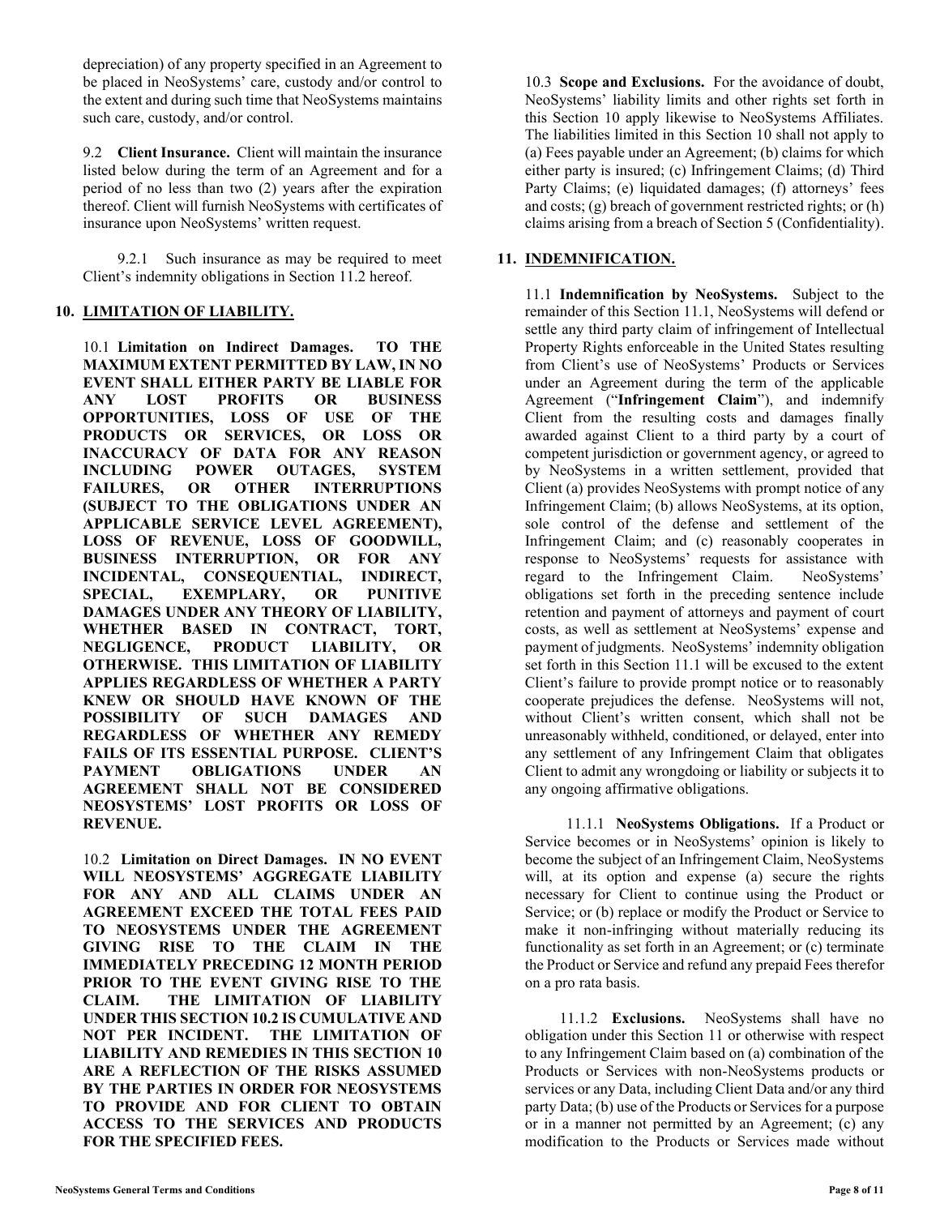depreciation) of any property specified in an Agreement to be placed in NeoSystems' care, custody and/or control to the extent and during such time that NeoSystems maintains such care, custody, and/or control.

9.2 **Client Insurance.** Client will maintain the insurance listed below during the term of an Agreement and for a period of no less than two (2) years after the expiration thereof. Client will furnish NeoSystems with certificates of insurance upon NeoSystems' written request.

9.2.1 Such insurance as may be required to meet Client's indemnity obligations in Section 11.2 hereof.

## 10. LIMITATION OF LIABILITY.

10.1 **Limitation on Indirect Damages. TO THE MAXIMUM EXTENT PERMITTED BY LAW, IN NO EVENT SHALL EITHER PARTY BE LIABLE FOR ANY LOST PROFITS OR BUSINESS OPPORTUNITIES, LOSS OF USE OF THE PRODUCTS OR SERVICES, OR LOSS OR INACCURACY OF DATA FOR ANY REASON INCLUDING POWER OUTAGES, SYSTEM FAILURES, OR OTHER INTERRUPTIONS (SUBJECT TO THE OBLIGATIONS UNDER AN APPLICABLE SERVICE LEVEL AGREEMENT), LOSS OF REVENUE, LOSS OF GOODWILL, BUSINESS INTERRUPTION, OR FOR ANY INCIDENTAL, CONSEQUENTIAL, INDIRECT, SPECIAL, EXEMPLARY, OR PUNITIVE DAMAGES UNDER ANY THEORY OF LIABILITY, WHETHER BASED IN CONTRACT, TORT, NEGLIGENCE, PRODUCT LIABILITY, OR OTHERWISE. THIS LIMITATION OF LIABILITY APPLIES REGARDLESS OF WHETHER A PARTY KNEW OR SHOULD HAVE KNOWN OF THE POSSIBILITY OF SUCH DAMAGES AND REGARDLESS OF WHETHER ANY REMEDY FAILS OF ITS ESSENTIAL PURPOSE. CLIENT'S PAYMENT OBLIGATIONS UNDER AN AGREEMENT SHALL NOT BE CONSIDERED NEOSYSTEMS' LOST PROFITS OR LOSS OF REVENUE.**

10.2 **Limitation on Direct Damages. IN NO EVENT WILL NEOSYSTEMS' AGGREGATE LIABILITY FOR ANY AND ALL CLAIMS UNDER AN AGREEMENT EXCEED THE TOTAL FEES PAID TO NEOSYSTEMS UNDER THE AGREEMENT GIVING RISE TO THE CLAIM IN THE IMMEDIATELY PRECEDING 12 MONTH PERIOD PRIOR TO THE EVENT GIVING RISE TO THE CLAIM. THE LIMITATION OF LIABILITY UNDER THIS SECTION 10.2 IS CUMULATIVE AND NOT PER INCIDENT. THE LIMITATION OF LIABILITY AND REMEDIES IN THIS SECTION 10 ARE A REFLECTION OF THE RISKS ASSUMED BY THE PARTIES IN ORDER FOR NEOSYSTEMS TO PROVIDE AND FOR CLIENT TO OBTAIN ACCESS TO THE SERVICES AND PRODUCTS FOR THE SPECIFIED FEES.**

10.3 **Scope and Exclusions.** For the avoidance of doubt, NeoSystems' liability limits and other rights set forth in this Section 10 apply likewise to NeoSystems Affiliates. The liabilities limited in this Section 10 shall not apply to (a) Fees payable under an Agreement; (b) claims for which either party is insured; (c) Infringement Claims; (d) Third Party Claims; (e) liquidated damages; (f) attorneys' fees and costs; (g) breach of government restricted rights; or (h) claims arising from a breach of Section 5 (Confidentiality).

## 11. INDEMNIFICATION.

11.1 **Indemnification by NeoSystems.** Subject to the remainder of this Section 11.1, NeoSystems will defend or settle any third party claim of infringement of Intellectual Property Rights enforceable in the United States resulting from Client's use of NeoSystems' Products or Services under an Agreement during the term of the applicable Agreement ("**Infringement Claim**"), and indemnify Client from the resulting costs and damages finally awarded against Client to a third party by a court of competent jurisdiction or government agency, or agreed to by NeoSystems in a written settlement, provided that Client (a) provides NeoSystems with prompt notice of any Infringement Claim; (b) allows NeoSystems, at its option, sole control of the defense and settlement of the Infringement Claim; and (c) reasonably cooperates in response to NeoSystems' requests for assistance with regard to the Infringement Claim. NeoSystems' obligations set forth in the preceding sentence include retention and payment of attorneys and payment of court costs, as well as settlement at NeoSystems' expense and payment of judgments. NeoSystems' indemnity obligation set forth in this Section 11.1 will be excused to the extent Client's failure to provide prompt notice or to reasonably cooperate prejudices the defense. NeoSystems will not, without Client's written consent, which shall not be unreasonably withheld, conditioned, or delayed, enter into any settlement of any Infringement Claim that obligates Client to admit any wrongdoing or liability or subjects it to any ongoing affirmative obligations.

11.1.1 **NeoSystems Obligations.** If a Product or Service becomes or in NeoSystems' opinion is likely to become the subject of an Infringement Claim, NeoSystems will, at its option and expense (a) secure the rights necessary for Client to continue using the Product or Service; or (b) replace or modify the Product or Service to make it non-infringing without materially reducing its functionality as set forth in an Agreement; or (c) terminate the Product or Service and refund any prepaid Fees therefor on a pro rata basis.

11.1.2 **Exclusions.** NeoSystems shall have no obligation under this Section 11 or otherwise with respect to any Infringement Claim based on (a) combination of the Products or Services with non-NeoSystems products or services or any Data, including Client Data and/or any third party Data; (b) use of the Products or Services for a purpose or in a manner not permitted by an Agreement; (c) any modification to the Products or Services made without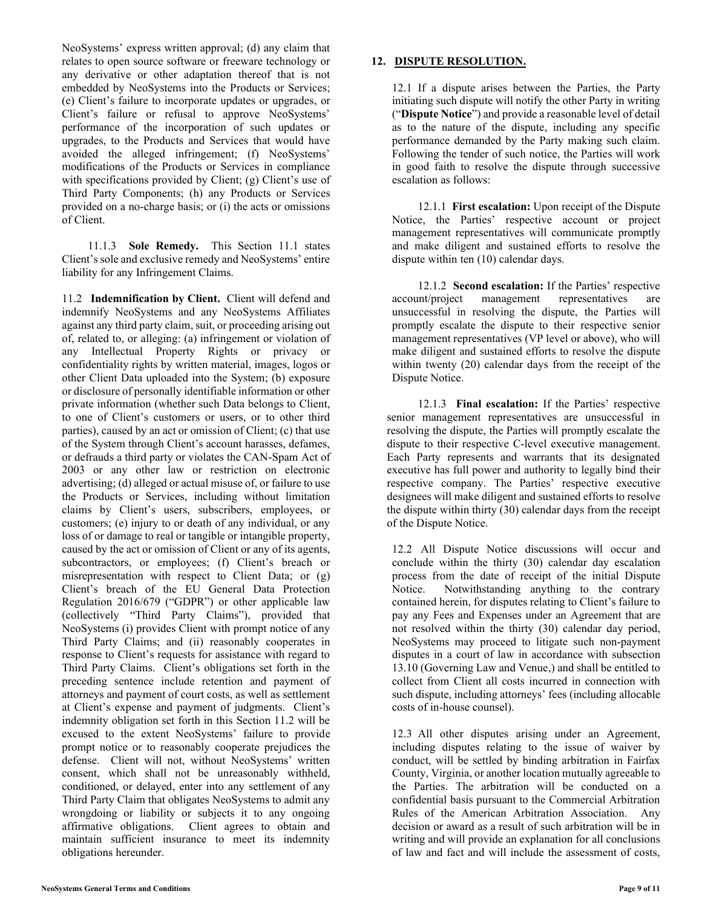NeoSystems' express written approval; (d) any claim that relates to open source software or freeware technology or any derivative or other adaptation thereof that is not embedded by NeoSystems into the Products or Services; (e) Client's failure to incorporate updates or upgrades, or Client's failure or refusal to approve NeoSystems' performance of the incorporation of such updates or upgrades, to the Products and Services that would have avoided the alleged infringement; (f) NeoSystems' modifications of the Products or Services in compliance with specifications provided by Client; (g) Client's use of Third Party Components; (h) any Products or Services provided on a no-charge basis; or (i) the acts or omissions of Client.

11.1.3 **Sole Remedy.** This Section 11.1 states Client's sole and exclusive remedy and NeoSystems' entire liability for any Infringement Claims.

11.2 **Indemnification by Client.** Client will defend and indemnify NeoSystems and any NeoSystems Affiliates against any third party claim, suit, or proceeding arising out of, related to, or alleging: (a) infringement or violation of any Intellectual Property Rights or privacy or confidentiality rights by written material, images, logos or other Client Data uploaded into the System; (b) exposure or disclosure of personally identifiable information or other private information (whether such Data belongs to Client, to one of Client's customers or users, or to other third parties), caused by an act or omission of Client; (c) that use of the System through Client's account harasses, defames, or defrauds a third party or violates the CAN-Spam Act of 2003 or any other law or restriction on electronic advertising; (d) alleged or actual misuse of, or failure to use the Products or Services, including without limitation claims by Client's users, subscribers, employees, or customers; (e) injury to or death of any individual, or any loss of or damage to real or tangible or intangible property, caused by the act or omission of Client or any of its agents, subcontractors, or employees; (f) Client's breach or misrepresentation with respect to Client Data; or (g) Client's breach of the EU General Data Protection Regulation 2016/679 ("GDPR") or other applicable law (collectively "Third Party Claims"), provided that NeoSystems (i) provides Client with prompt notice of any Third Party Claims; and (ii) reasonably cooperates in response to Client's requests for assistance with regard to Third Party Claims. Client's obligations set forth in the preceding sentence include retention and payment of attorneys and payment of court costs, as well as settlement at Client's expense and payment of judgments. Client's indemnity obligation set forth in this Section 11.2 will be excused to the extent NeoSystems' failure to provide prompt notice or to reasonably cooperate prejudices the defense. Client will not, without NeoSystems' written consent, which shall not be unreasonably withheld, conditioned, or delayed, enter into any settlement of any Third Party Claim that obligates NeoSystems to admit any wrongdoing or liability or subjects it to any ongoing affirmative obligations. Client agrees to obtain and maintain sufficient insurance to meet its indemnity obligations hereunder.

## 12. DISPUTE RESOLUTION.

12.1 If a dispute arises between the Parties, the Party initiating such dispute will notify the other Party in writing ("**Dispute Notice**") and provide a reasonable level of detail as to the nature of the dispute, including any specific performance demanded by the Party making such claim. Following the tender of such notice, the Parties will work in good faith to resolve the dispute through successive escalation as follows:

12.1.1 **First escalation:** Upon receipt of the Dispute Notice, the Parties' respective account or project management representatives will communicate promptly and make diligent and sustained efforts to resolve the dispute within ten (10) calendar days.

12.1.2 **Second escalation:** If the Parties' respective account/project management representatives are unsuccessful in resolving the dispute, the Parties will promptly escalate the dispute to their respective senior management representatives (VP level or above), who will make diligent and sustained efforts to resolve the dispute within twenty (20) calendar days from the receipt of the Dispute Notice.

12.1.3 **Final escalation:** If the Parties' respective senior management representatives are unsuccessful in resolving the dispute, the Parties will promptly escalate the dispute to their respective C-level executive management. Each Party represents and warrants that its designated executive has full power and authority to legally bind their respective company. The Parties' respective executive designees will make diligent and sustained efforts to resolve the dispute within thirty (30) calendar days from the receipt of the Dispute Notice.

12.2 All Dispute Notice discussions will occur and conclude within the thirty (30) calendar day escalation process from the date of receipt of the initial Dispute Notice. Notwithstanding anything to the contrary contained herein, for disputes relating to Client's failure to pay any Fees and Expenses under an Agreement that are not resolved within the thirty (30) calendar day period, NeoSystems may proceed to litigate such non-payment disputes in a court of law in accordance with subsection 13.10 (Governing Law and Venue,) and shall be entitled to collect from Client all costs incurred in connection with such dispute, including attorneys' fees (including allocable costs of in-house counsel).

12.3 All other disputes arising under an Agreement, including disputes relating to the issue of waiver by conduct, will be settled by binding arbitration in Fairfax County, Virginia, or another location mutually agreeable to the Parties. The arbitration will be conducted on a confidential basis pursuant to the Commercial Arbitration Rules of the American Arbitration Association. Any decision or award as a result of such arbitration will be in writing and will provide an explanation for all conclusions of law and fact and will include the assessment of costs,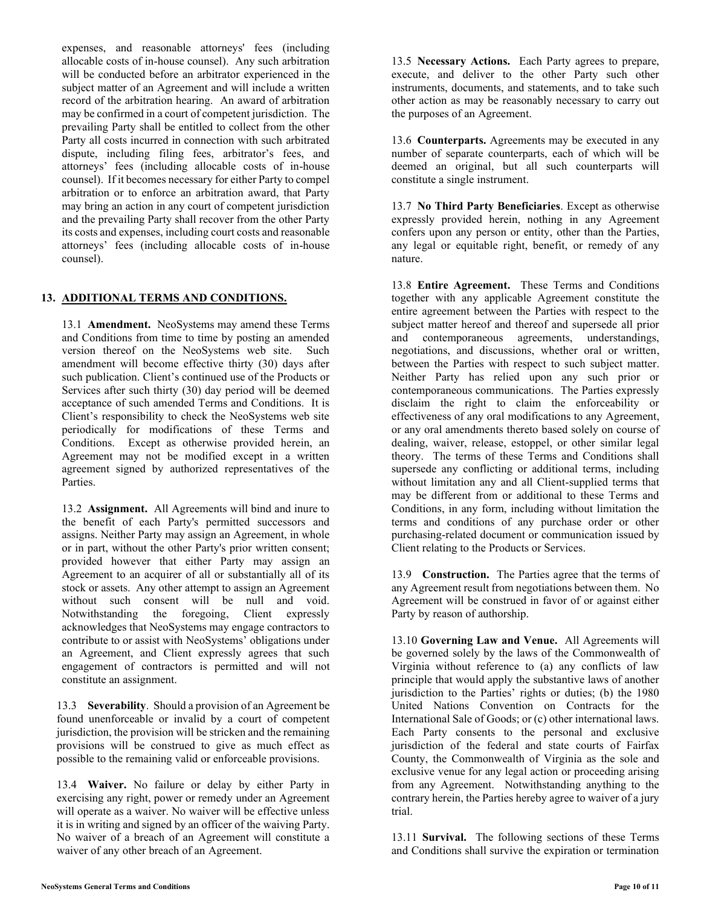expenses, and reasonable attorneys' fees (including allocable costs of in-house counsel). Any such arbitration will be conducted before an arbitrator experienced in the subject matter of an Agreement and will include a written record of the arbitration hearing. An award of arbitration may be confirmed in a court of competent jurisdiction. The prevailing Party shall be entitled to collect from the other Party all costs incurred in connection with such arbitrated dispute, including filing fees, arbitrator's fees, and attorneys' fees (including allocable costs of in-house counsel). If it becomes necessary for either Party to compel arbitration or to enforce an arbitration award, that Party may bring an action in any court of competent jurisdiction and the prevailing Party shall recover from the other Party its costs and expenses, including court costs and reasonable attorneys' fees (including allocable costs of in-house counsel).

## 13. ADDITIONAL TERMS AND CONDITIONS.

13.1 **Amendment.** NeoSystems may amend these Terms and Conditions from time to time by posting an amended version thereof on the NeoSystems web site. Such amendment will become effective thirty (30) days after such publication. Client's continued use of the Products or Services after such thirty (30) day period will be deemed acceptance of such amended Terms and Conditions. It is Client's responsibility to check the NeoSystems web site periodically for modifications of these Terms and Conditions. Except as otherwise provided herein, an Agreement may not be modified except in a written agreement signed by authorized representatives of the Parties.

13.2 **Assignment.** All Agreements will bind and inure to the benefit of each Party's permitted successors and assigns. Neither Party may assign an Agreement, in whole or in part, without the other Party's prior written consent; provided however that either Party may assign an Agreement to an acquirer of all or substantially all of its stock or assets. Any other attempt to assign an Agreement without such consent will be null and void. Notwithstanding the foregoing, Client expressly acknowledges that NeoSystems may engage contractors to contribute to or assist with NeoSystems' obligations under an Agreement, and Client expressly agrees that such engagement of contractors is permitted and will not constitute an assignment.

13.3 **Severability**. Should a provision of an Agreement be found unenforceable or invalid by a court of competent jurisdiction, the provision will be stricken and the remaining provisions will be construed to give as much effect as possible to the remaining valid or enforceable provisions.

13.4 **Waiver.** No failure or delay by either Party in exercising any right, power or remedy under an Agreement will operate as a waiver. No waiver will be effective unless it is in writing and signed by an officer of the waiving Party. No waiver of a breach of an Agreement will constitute a waiver of any other breach of an Agreement.

13.5 **Necessary Actions.** Each Party agrees to prepare, execute, and deliver to the other Party such other instruments, documents, and statements, and to take such other action as may be reasonably necessary to carry out the purposes of an Agreement.

13.6 **Counterparts.** Agreements may be executed in any number of separate counterparts, each of which will be deemed an original, but all such counterparts will constitute a single instrument.

13.7 **No Third Party Beneficiaries**. Except as otherwise expressly provided herein, nothing in any Agreement confers upon any person or entity, other than the Parties, any legal or equitable right, benefit, or remedy of any nature.

13.8 **Entire Agreement.** These Terms and Conditions together with any applicable Agreement constitute the entire agreement between the Parties with respect to the subject matter hereof and thereof and supersede all prior and contemporaneous agreements, understandings, negotiations, and discussions, whether oral or written, between the Parties with respect to such subject matter. Neither Party has relied upon any such prior or contemporaneous communications. The Parties expressly disclaim the right to claim the enforceability or effectiveness of any oral modifications to any Agreement, or any oral amendments thereto based solely on course of dealing, waiver, release, estoppel, or other similar legal theory. The terms of these Terms and Conditions shall supersede any conflicting or additional terms, including without limitation any and all Client-supplied terms that may be different from or additional to these Terms and Conditions, in any form, including without limitation the terms and conditions of any purchase order or other purchasing-related document or communication issued by Client relating to the Products or Services.

13.9 **Construction.** The Parties agree that the terms of any Agreement result from negotiations between them. No Agreement will be construed in favor of or against either Party by reason of authorship.

13.10 **Governing Law and Venue.** All Agreements will be governed solely by the laws of the Commonwealth of Virginia without reference to (a) any conflicts of law principle that would apply the substantive laws of another jurisdiction to the Parties' rights or duties; (b) the 1980 United Nations Convention on Contracts for the International Sale of Goods; or (c) other international laws. Each Party consents to the personal and exclusive jurisdiction of the federal and state courts of Fairfax County, the Commonwealth of Virginia as the sole and exclusive venue for any legal action or proceeding arising from any Agreement. Notwithstanding anything to the contrary herein, the Parties hereby agree to waiver of a jury trial.

13.11 **Survival.** The following sections of these Terms and Conditions shall survive the expiration or termination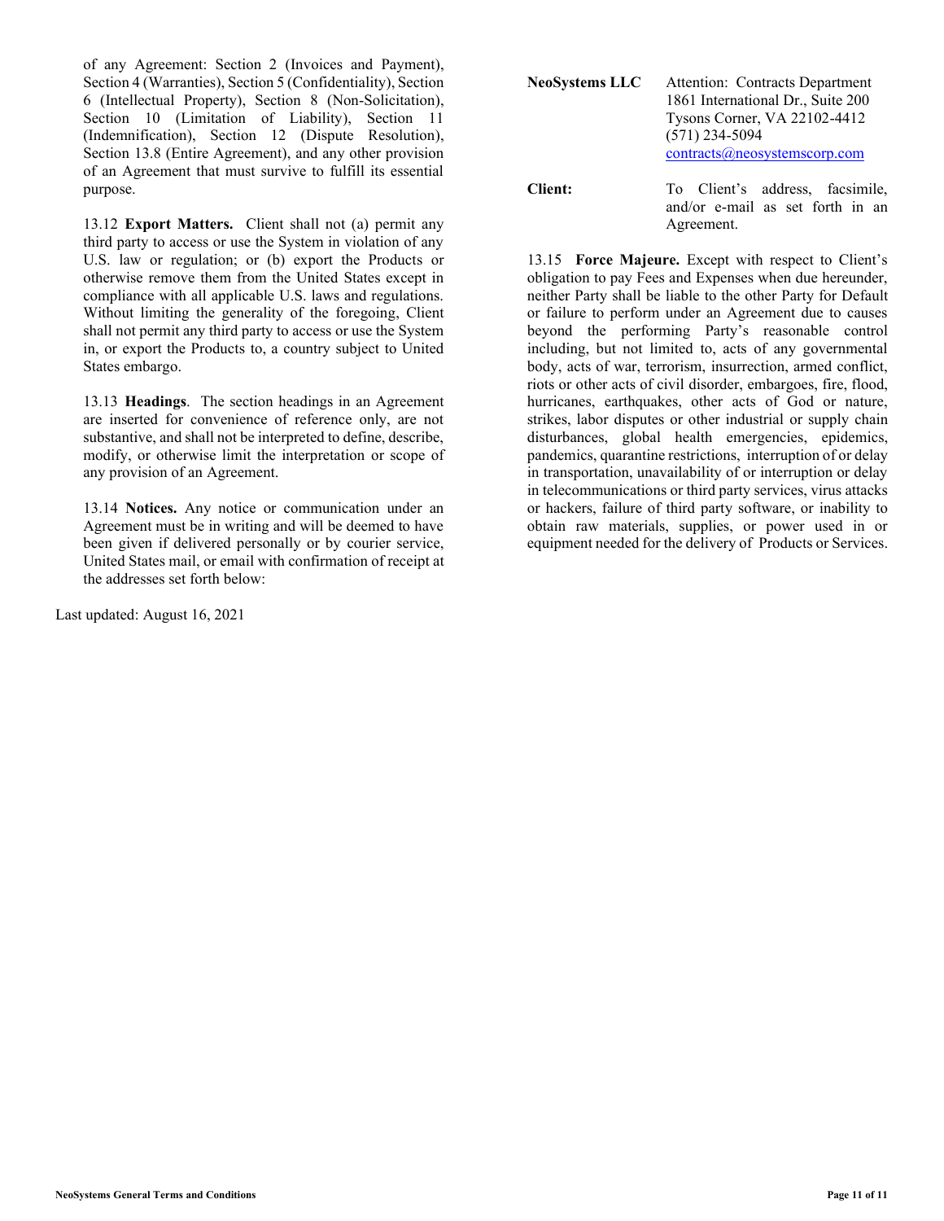of any Agreement: Section 2 (Invoices and Payment), Section 4 (Warranties), Section 5 (Confidentiality), Section 6 (Intellectual Property), Section 8 (Non-Solicitation), Section 10 (Limitation of Liability), Section 11 (Indemnification), Section 12 (Dispute Resolution), Section 13.8 (Entire Agreement), and any other provision of an Agreement that must survive to fulfill its essential purpose.

13.12 **Export Matters.** Client shall not (a) permit any third party to access or use the System in violation of any U.S. law or regulation; or (b) export the Products or otherwise remove them from the United States except in compliance with all applicable U.S. laws and regulations. Without limiting the generality of the foregoing, Client shall not permit any third party to access or use the System in, or export the Products to, a country subject to United States embargo.

13.13 **Headings**. The section headings in an Agreement are inserted for convenience of reference only, are not substantive, and shall not be interpreted to define, describe, modify, or otherwise limit the interpretation or scope of any provision of an Agreement.

13.14 **Notices.** Any notice or communication under an Agreement must be in writing and will be deemed to have been given if delivered personally or by courier service, United States mail, or email with confirmation of receipt at the addresses set forth below:

| | |
|---|---|
| **NeoSystems LLC** | Attention: Contracts Department<br>1861 International Dr., Suite 200<br>Tysons Corner, VA 22102-4412<br>(571) 234-5094<br>contracts@neosystemscorp.com |
| **Client:** | To Client's address, facsimile, and/or e-mail as set forth in an Agreement. |

13.15 **Force Majeure.** Except with respect to Client's obligation to pay Fees and Expenses when due hereunder, neither Party shall be liable to the other Party for Default or failure to perform under an Agreement due to causes beyond the performing Party's reasonable control including, but not limited to, acts of any governmental body, acts of war, terrorism, insurrection, armed conflict, riots or other acts of civil disorder, embargoes, fire, flood, hurricanes, earthquakes, other acts of God or nature, strikes, labor disputes or other industrial or supply chain disturbances, global health emergencies, epidemics, pandemics, quarantine restrictions, interruption of or delay in transportation, unavailability of or interruption or delay in telecommunications or third party services, virus attacks or hackers, failure of third party software, or inability to obtain raw materials, supplies, or power used in or equipment needed for the delivery of Products or Services.

Last updated: August 16, 2021